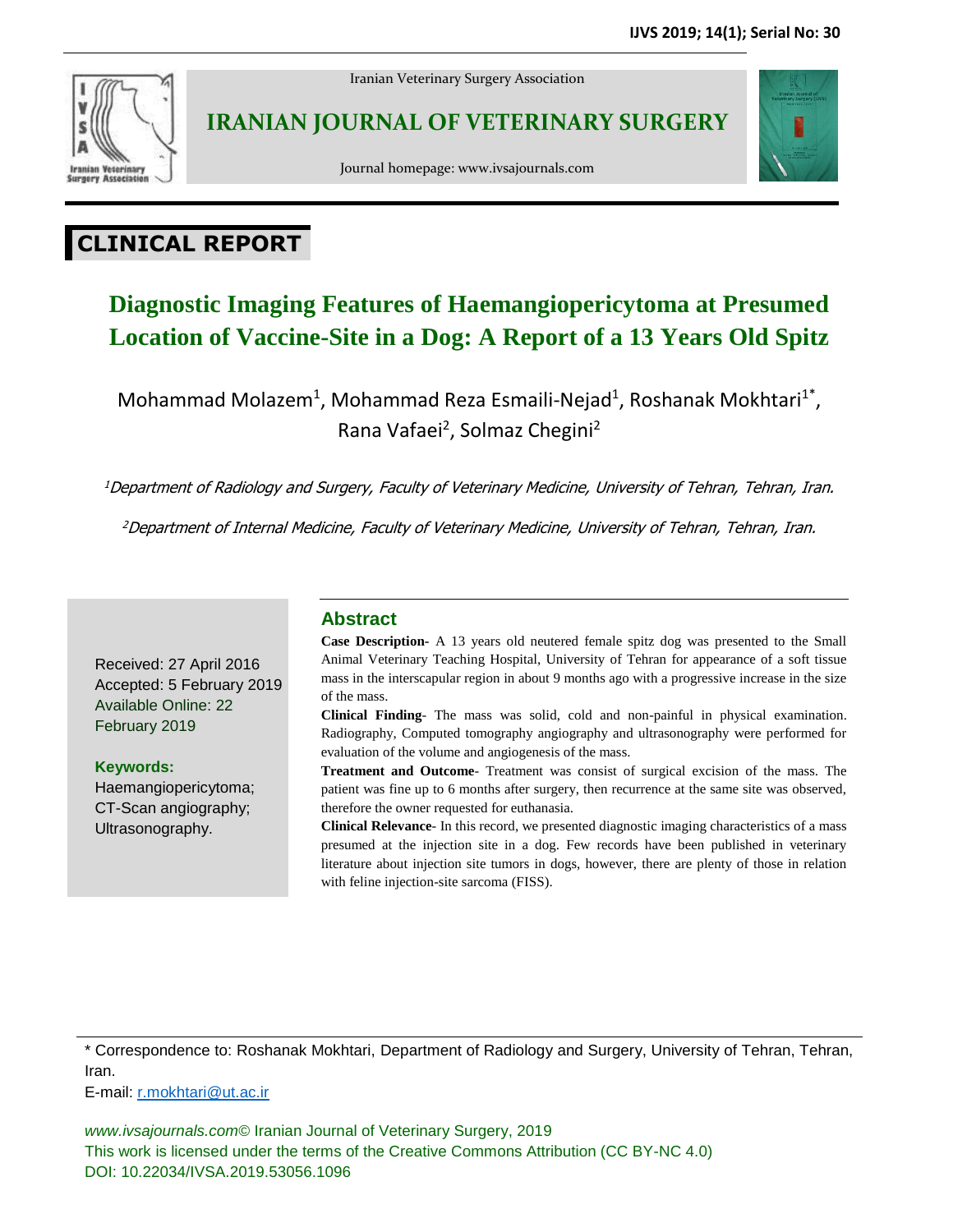Iranian Veterinary Surgery Association

**IRANIAN JOURNAL OF VETERINARY SURGERY**

Journal homepage: www.ivsajournals.com

## CLINICAL REPORT

# Diagnostic Imaging Features of Haemangiopericytoma at Presumed Location of Vaccine-Site in a Dog: A Report of a 13 Years Old Spitz

Mohammad Molazem[1], Mohammad Reza Esmaili-Nejad[1], Roshanak Mokhtari[1*], Rana Vafaei[2], Solmaz Chegini[2]

[1] *Department of Radiology and Surgery, Faculty of Veterinary Medicine, University of Tehran, Tehran, Iran.*

[2] *Department of Internal Medicine, Faculty of Veterinary Medicine, University of Tehran, Tehran, Iran.*

Received: 27 April 2016
Accepted: 5 February 2019
Available Online: 22 February 2019

**Keywords:**
Haemangiopericytoma;
CT-Scan angiography;
Ultrasonography.

## Abstract

**Case Description**- A 13 years old neutered female spitz dog was presented to the Small Animal Veterinary Teaching Hospital, University of Tehran for appearance of a soft tissue mass in the interscapular region in about 9 months ago with a progressive increase in the size of the mass.

**Clinical Finding**- The mass was solid, cold and non-painful in physical examination. Radiography, Computed tomography angiography and ultrasonography were performed for evaluation of the volume and angiogenesis of the mass.

**Treatment and Outcome**- Treatment was consist of surgical excision of the mass. The patient was fine up to 6 months after surgery, then recurrence at the same site was observed, therefore the owner requested for euthanasia.

**Clinical Relevance**- In this record, we presented diagnostic imaging characteristics of a mass presumed at the injection site in a dog. Few records have been published in veterinary literature about injection site tumors in dogs, however, there are plenty of those in relation with feline injection-site sarcoma (FISS).

---

\* Correspondence to: Roshanak Mokhtari, Department of Radiology and Surgery, University of Tehran, Tehran, Iran.
E-mail: r.mokhtari@ut.ac.ir

*www.ivsajournals.com*© Iranian Journal of Veterinary Surgery, 2019
This work is licensed under the terms of the Creative Commons Attribution (CC BY-NC 4.0)
DOI: 10.22034/IVSA.2019.53056.1096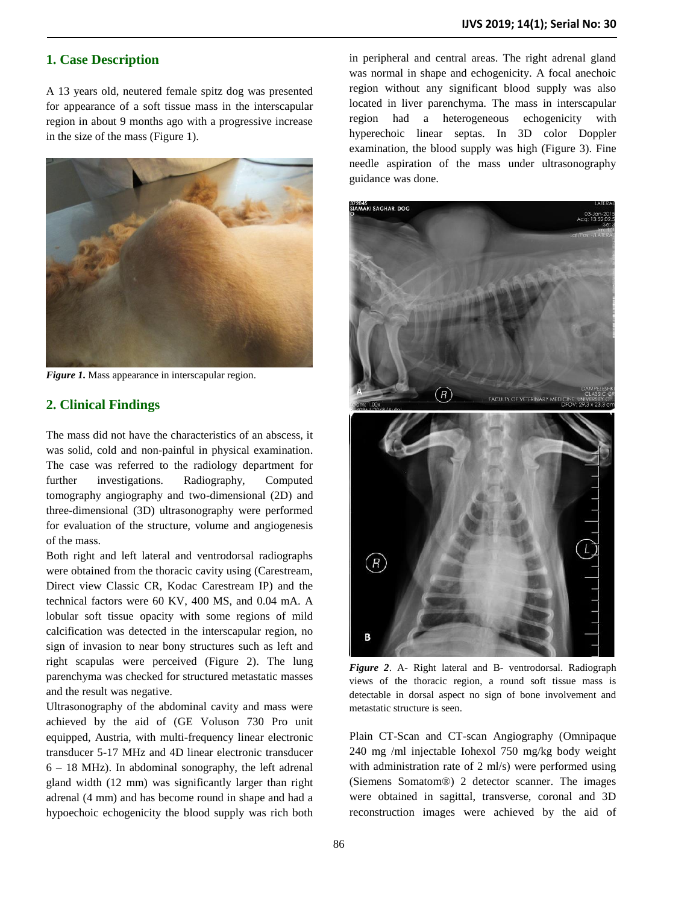## 1. Case Description

A 13 years old, neutered female spitz dog was presented for appearance of a soft tissue mass in the interscapular region in about 9 months ago with a progressive increase in the size of the mass (Figure 1).

***Figure 1.*** Mass appearance in interscapular region.

## 2. Clinical Findings

The mass did not have the characteristics of an abscess, it was solid, cold and non-painful in physical examination. The case was referred to the radiology department for further investigations. Radiography, Computed tomography angiography and two-dimensional (2D) and three-dimensional (3D) ultrasonography were performed for evaluation of the structure, volume and angiogenesis of the mass.

Both right and left lateral and ventrodorsal radiographs were obtained from the thoracic cavity using (Carestream, Direct view Classic CR, Kodac Carestream IP) and the technical factors were 60 KV, 400 MS, and 0.04 mA. A lobular soft tissue opacity with some regions of mild calcification was detected in the interscapular region, no sign of invasion to near bony structures such as left and right scapulas were perceived (Figure 2). The lung parenchyma was checked for structured metastatic masses and the result was negative.

Ultrasonography of the abdominal cavity and mass were achieved by the aid of (GE Voluson 730 Pro unit equipped, Austria, with multi-frequency linear electronic transducer 5-17 MHz and 4D linear electronic transducer 6 – 18 MHz). In abdominal sonography, the left adrenal gland width (12 mm) was significantly larger than right adrenal (4 mm) and has become round in shape and had a hypoechoic echogenicity the blood supply was rich both in peripheral and central areas. The right adrenal gland was normal in shape and echogenicity. A focal anechoic region without any significant blood supply was also located in liver parenchyma. The mass in interscapular region had a heterogeneous echogenicity with hyperechoic linear septas. In 3D color Doppler examination, the blood supply was high (Figure 3). Fine needle aspiration of the mass under ultrasonography guidance was done.

***Figure 2***. A- Right lateral and B- ventrodorsal. Radiograph views of the thoracic region, a round soft tissue mass is detectable in dorsal aspect no sign of bone involvement and metastatic structure is seen.

Plain CT-Scan and CT-scan Angiography (Omnipaque 240 mg /ml injectable Iohexol 750 mg/kg body weight with administration rate of 2 ml/s) were performed using (Siemens Somatom®) 2 detector scanner. The images were obtained in sagittal, transverse, coronal and 3D reconstruction images were achieved by the aid of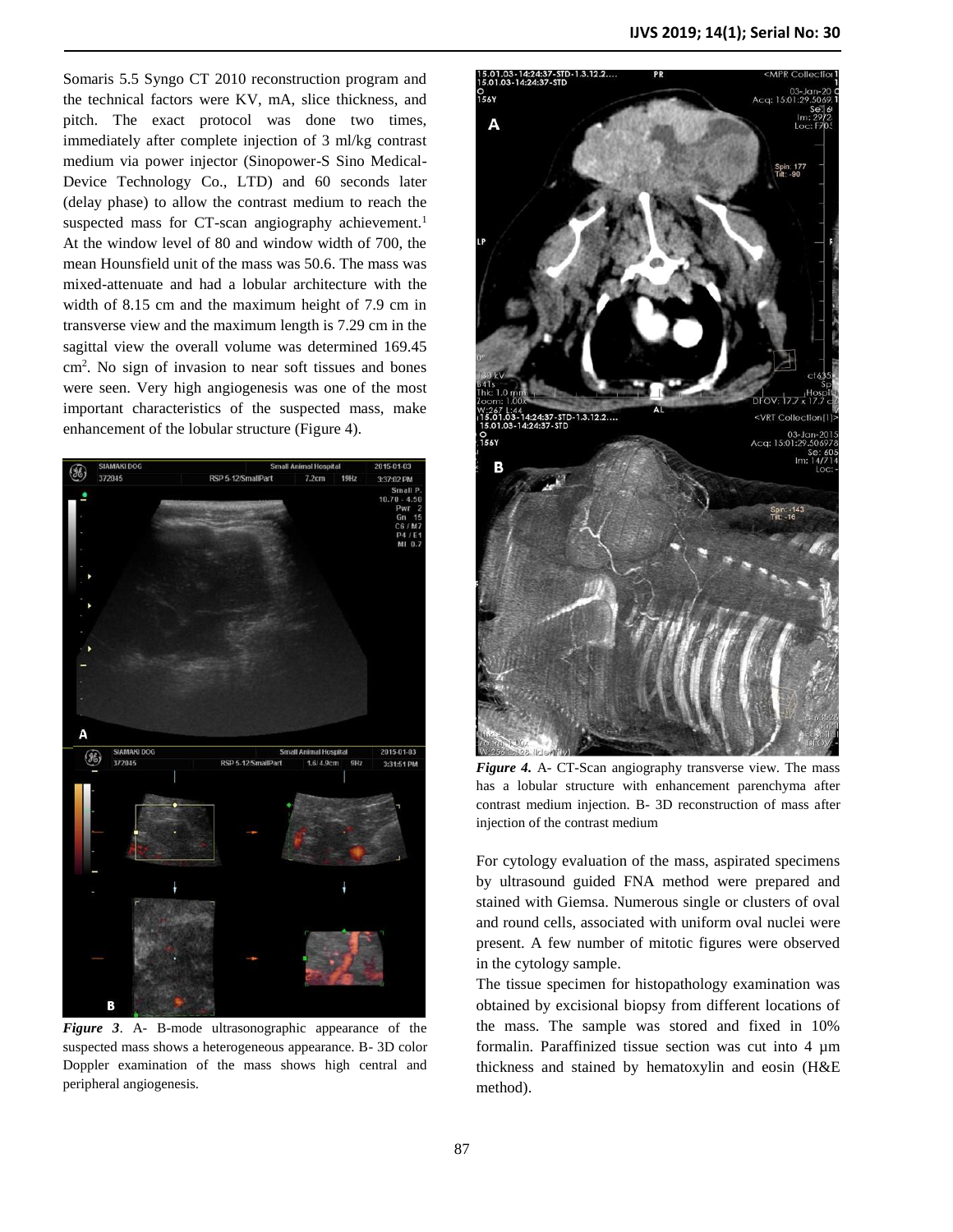Somaris 5.5 Syngo CT 2010 reconstruction program and the technical factors were KV, mA, slice thickness, and pitch. The exact protocol was done two times, immediately after complete injection of 3 ml/kg contrast medium via power injector (Sinopower-S Sino Medical-Device Technology Co., LTD) and 60 seconds later (delay phase) to allow the contrast medium to reach the suspected mass for CT-scan angiography achievement.[1] At the window level of 80 and window width of 700, the mean Hounsfield unit of the mass was 50.6. The mass was mixed-attenuate and had a lobular architecture with the width of 8.15 cm and the maximum height of 7.9 cm in transverse view and the maximum length is 7.29 cm in the sagittal view the overall volume was determined 169.45 $cm^2$. No sign of invasion to near soft tissues and bones were seen. Very high angiogenesis was one of the most important characteristics of the suspected mass, make enhancement of the lobular structure (Figure 4).

***Figure 3***. A- B-mode ultrasonographic appearance of the suspected mass shows a heterogeneous appearance. B- 3D color Doppler examination of the mass shows high central and peripheral angiogenesis.

***Figure 4.*** A- CT-Scan angiography transverse view. The mass has a lobular structure with enhancement parenchyma after contrast medium injection. B- 3D reconstruction of mass after injection of the contrast medium

For cytology evaluation of the mass, aspirated specimens by ultrasound guided FNA method were prepared and stained with Giemsa. Numerous single or clusters of oval and round cells, associated with uniform oval nuclei were present. A few number of mitotic figures were observed in the cytology sample.

The tissue specimen for histopathology examination was obtained by excisional biopsy from different locations of the mass. The sample was stored and fixed in 10% formalin. Paraffinized tissue section was cut into 4 µm thickness and stained by hematoxylin and eosin (H&E method).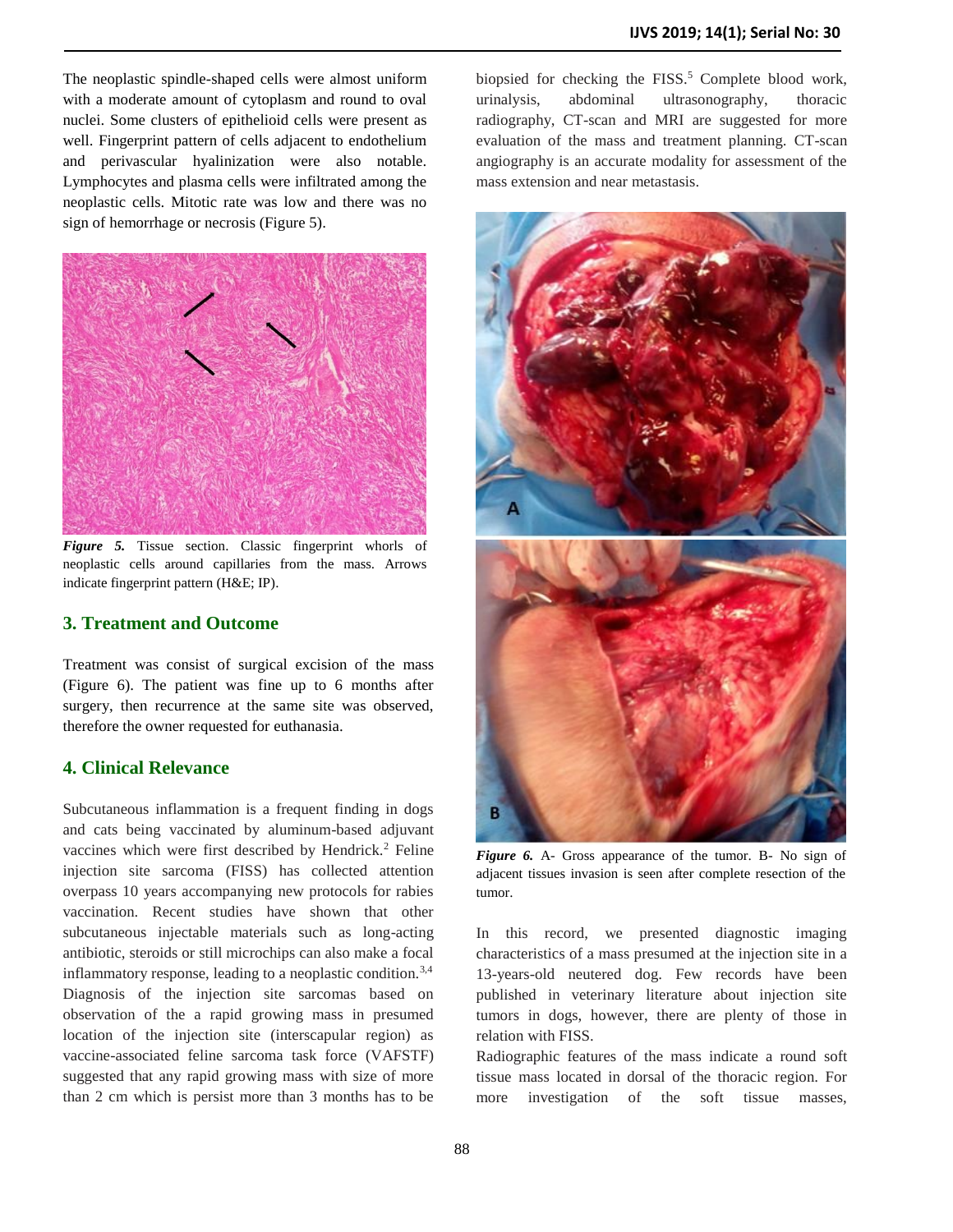The neoplastic spindle-shaped cells were almost uniform with a moderate amount of cytoplasm and round to oval nuclei. Some clusters of epithelioid cells were present as well. Fingerprint pattern of cells adjacent to endothelium and perivascular hyalinization were also notable. Lymphocytes and plasma cells were infiltrated among the neoplastic cells. Mitotic rate was low and there was no sign of hemorrhage or necrosis (Figure 5).

***Figure 5.*** Tissue section. Classic fingerprint whorls of neoplastic cells around capillaries from the mass. Arrows indicate fingerprint pattern (H&E; IP).

## 3. Treatment and Outcome

Treatment was consist of surgical excision of the mass (Figure 6). The patient was fine up to 6 months after surgery, then recurrence at the same site was observed, therefore the owner requested for euthanasia.

## 4. Clinical Relevance

Subcutaneous inflammation is a frequent finding in dogs and cats being vaccinated by aluminum-based adjuvant vaccines which were first described by Hendrick.[2] Feline injection site sarcoma (FISS) has collected attention overpass 10 years accompanying new protocols for rabies vaccination. Recent studies have shown that other subcutaneous injectable materials such as long-acting antibiotic, steroids or still microchips can also make a focal inflammatory response, leading to a neoplastic condition.[3,4] Diagnosis of the injection site sarcomas based on observation of the a rapid growing mass in presumed location of the injection site (interscapular region) as vaccine-associated feline sarcoma task force (VAFSTF) suggested that any rapid growing mass with size of more than 2 cm which is persist more than 3 months has to be biopsied for checking the FISS.[5] Complete blood work, urinalysis, abdominal ultrasonography, thoracic radiography, CT-scan and MRI are suggested for more evaluation of the mass and treatment planning. CT-scan angiography is an accurate modality for assessment of the mass extension and near metastasis.

***Figure 6.*** A- Gross appearance of the tumor. B- No sign of adjacent tissues invasion is seen after complete resection of the tumor.

In this record, we presented diagnostic imaging characteristics of a mass presumed at the injection site in a 13-years-old neutered dog. Few records have been published in veterinary literature about injection site tumors in dogs, however, there are plenty of those in relation with FISS.

Radiographic features of the mass indicate a round soft tissue mass located in dorsal of the thoracic region. For more investigation of the soft tissue masses,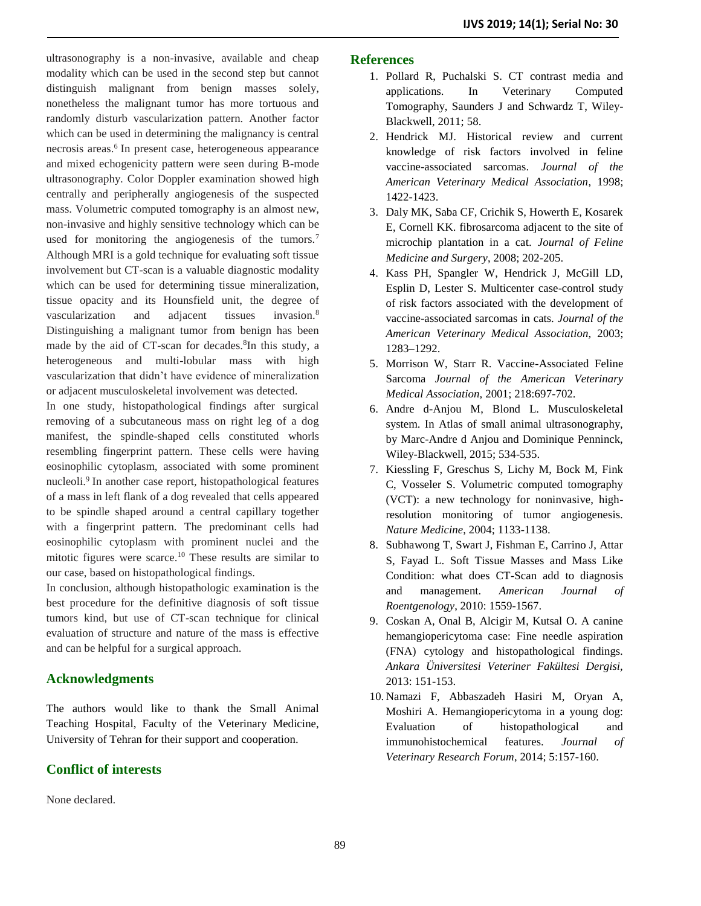ultrasonography is a non-invasive, available and cheap modality which can be used in the second step but cannot distinguish malignant from benign masses solely, nonetheless the malignant tumor has more tortuous and randomly disturb vascularization pattern. Another factor which can be used in determining the malignancy is central necrosis areas.[6] In present case, heterogeneous appearance and mixed echogenicity pattern were seen during B-mode ultrasonography. Color Doppler examination showed high centrally and peripherally angiogenesis of the suspected mass. Volumetric computed tomography is an almost new, non-invasive and highly sensitive technology which can be used for monitoring the angiogenesis of the tumors.[7] Although MRI is a gold technique for evaluating soft tissue involvement but CT-scan is a valuable diagnostic modality which can be used for determining tissue mineralization, tissue opacity and its Hounsfield unit, the degree of vascularization and adjacent tissues invasion.[8] Distinguishing a malignant tumor from benign has been made by the aid of CT-scan for decades.[8]In this study, a heterogeneous and multi-lobular mass with high vascularization that didn't have evidence of mineralization or adjacent musculoskeletal involvement was detected.

In one study, histopathological findings after surgical removing of a subcutaneous mass on right leg of a dog manifest, the spindle-shaped cells constituted whorls resembling fingerprint pattern. These cells were having eosinophilic cytoplasm, associated with some prominent nucleoli.[9] In another case report, histopathological features of a mass in left flank of a dog revealed that cells appeared to be spindle shaped around a central capillary together with a fingerprint pattern. The predominant cells had eosinophilic cytoplasm with prominent nuclei and the mitotic figures were scarce.[10] These results are similar to our case, based on histopathological findings.

In conclusion, although histopathologic examination is the best procedure for the definitive diagnosis of soft tissue tumors kind, but use of CT-scan technique for clinical evaluation of structure and nature of the mass is effective and can be helpful for a surgical approach.

## Acknowledgments

The authors would like to thank the Small Animal Teaching Hospital, Faculty of the Veterinary Medicine, University of Tehran for their support and cooperation.

## Conflict of interests

None declared.

## References

1. Pollard R, Puchalski S. CT contrast media and applications. In Veterinary Computed Tomography, Saunders J and Schwardz T, Wiley-Blackwell, 2011; 58.
2. Hendrick MJ. Historical review and current knowledge of risk factors involved in feline vaccine-associated sarcomas. *Journal of the American Veterinary Medical Association*, 1998; 1422-1423.
3. Daly MK, Saba CF, Crichik S, Howerth E, Kosarek E, Cornell KK. fibrosarcoma adjacent to the site of microchip plantation in a cat. *Journal of Feline Medicine and Surgery*, 2008; 202-205.
4. Kass PH, Spangler W, Hendrick J, McGill LD, Esplin D, Lester S. Multicenter case-control study of risk factors associated with the development of vaccine-associated sarcomas in cats. *Journal of the American Veterinary Medical Association*, 2003; 1283–1292.
5. Morrison W, Starr R. Vaccine-Associated Feline Sarcoma *Journal of the American Veterinary Medical Association*, 2001; 218:697-702.
6. Andre d-Anjou M, Blond L. Musculoskeletal system. In Atlas of small animal ultrasonography, by Marc-Andre d Anjou and Dominique Penninck, Wiley-Blackwell, 2015; 534-535.
7. Kiessling F, Greschus S, Lichy M, Bock M, Fink C, Vosseler S. Volumetric computed tomography (VCT): a new technology for noninvasive, high-resolution monitoring of tumor angiogenesis. *Nature Medicine*, 2004; 1133-1138.
8. Subhawong T, Swart J, Fishman E, Carrino J, Attar S, Fayad L. Soft Tissue Masses and Mass Like Condition: what does CT-Scan add to diagnosis and management. *American Journal of Roentgenology*, 2010: 1559-1567.
9. Coskan A, Onal B, Alcigir M, Kutsal O. A canine hemangiopericytoma case: Fine needle aspiration (FNA) cytology and histopathological findings. *Ankara Üniversitesi Veteriner Fakültesi Dergisi*, 2013: 151-153.
10. Namazi F, Abbaszadeh Hasiri M, Oryan A, Moshiri A. Hemangiopericytoma in a young dog: Evaluation of histopathological and immunohistochemical features. *Journal of Veterinary Research Forum*, 2014; 5:157-160.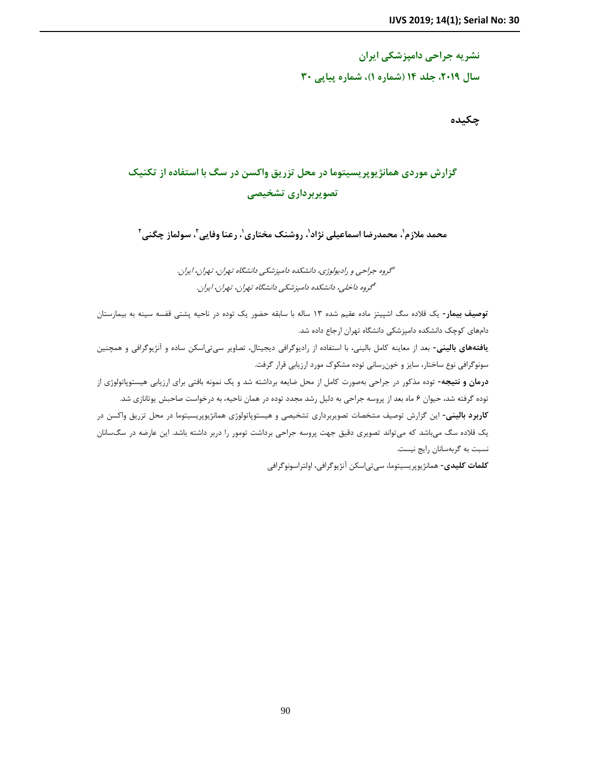**نشریه جراحی دامپزشکی ایران**
**سال ۲۰۱۹، جلد ۱۴ (شماره ۱)، شماره پیاپی ۳۰**

## چکیده

# گزارش موردی همانژیوپریسیتوما در محل تزریق واکسن در سگ با استفاده از تکنیک تصویربرداری تشخیصی

**محمد ملازم[1]، محمدرضا اسماعیلی نژاد[1]، روشنک مختاری[1]، رعنا وفایی[2]، سولماز چگنی[2]**

*[1]گروه جراحی و رادیولوژی، دانشکده دامپزشکی دانشگاه تهران، تهران، ایران.*
*[2]گروه داخلی، دانشکده دامپزشکی دانشگاه تهران، تهران، ایران.*

**توصیف بیمار-** یک قلاده سگ اشپیتز ماده عقیم شده ۱۳ ساله با سابقه حضور یک توده در ناحیه پشتی قفسه سینه به بیمارستان دام‌های کوچک دانشکده دامپزشکی دانشگاه تهران ارجاع داده شد.

**یافته‌های بالینی-** بعد از معاینه کامل بالینی، با استفاده از رادیوگرافی دیجیتال، تصاویر سی‌تی‌اسکن ساده و آنژیوگرافی و همچنین سونوگرافی نوع ساختار، سایز و خون‌رسانی توده مشکوک مورد ارزیابی قرار گرفت.

**درمان و نتیجه-** توده مذکور در جراحی به‌صورت کامل از محل ضایعه برداشته شد و یک نمونه بافتی برای ارزیابی هیستوپاتولوژی از توده گرفته شد، حیوان ۶ ماه بعد از پروسه جراحی به دلیل رشد مجدد توده در همان ناحیه، به درخواست صاحبش یوتانازی شد.

**کاربرد بالینی-** این گزارش توصیف مشخصات تصویربرداری تشخیصی و هیستوپاتولوژی همانژیوپریسیتوما در محل تزریق واکسن در یک قلاده سگ می‌باشد که می‌تواند تصویری دقیق جهت پروسه جراحی برداشت تومور را دربر داشته باشد. این عارضه در سگ‌سانان نسبت به گربه‌سانان رایج نیست.

**کلمات کلیدی-** همانژیوپریسیتوما، سی‌تی‌اسکن آنژیوگرافی، اولتراسونوگرافی